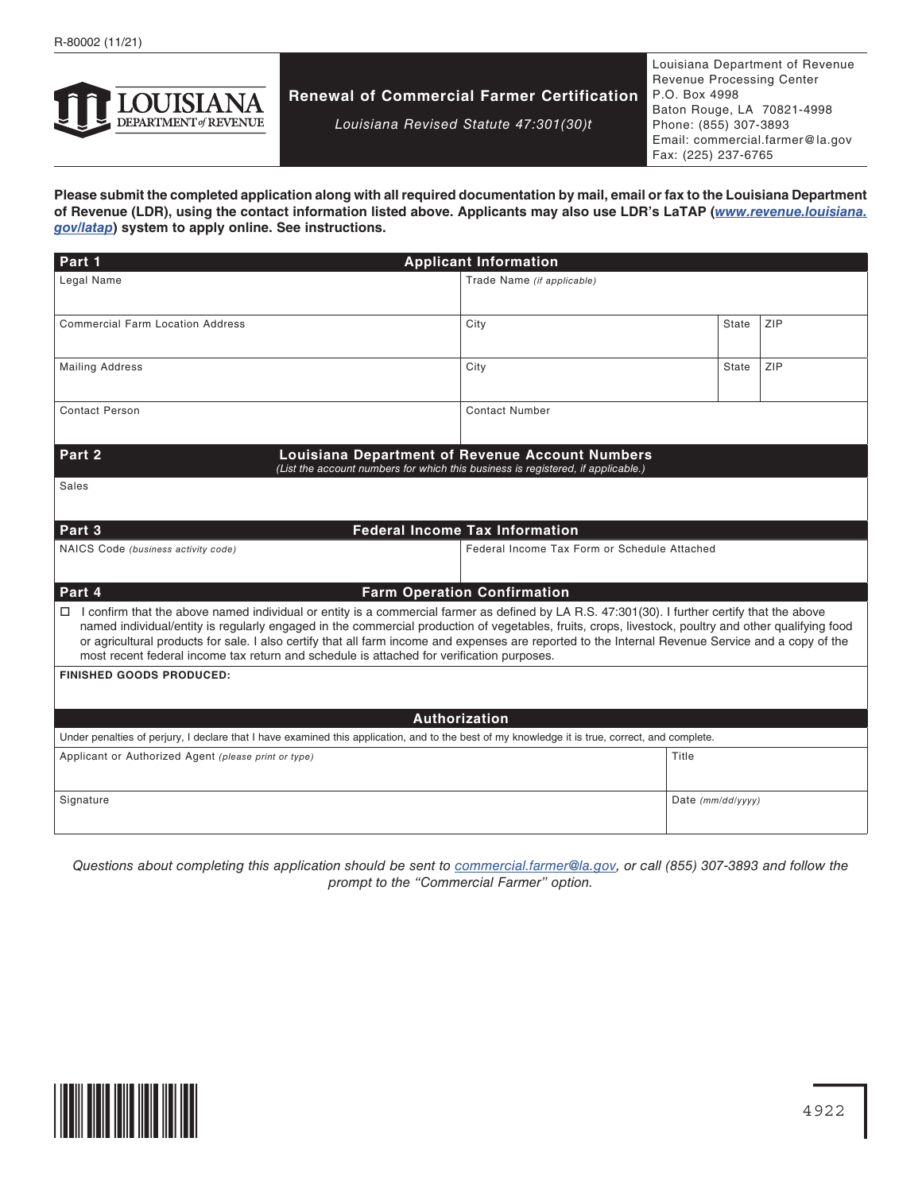R-80002 (11/21)

# Renewal of Commercial Farmer Certification

*Louisiana Revised Statute 47:301(30)t*

Louisiana Department of Revenue
Revenue Processing Center
P.O. Box 4998
Baton Rouge, LA 70821-4998
Phone: (855) 307-3893
Email: commercial.farmer@la.gov
Fax: (225) 237-6765

**Please submit the completed application along with all required documentation by mail, email or fax to the Louisiana Department of Revenue (LDR), using the contact information listed above. Applicants may also use LDR's LaTAP (*www.revenue.louisiana.gov/latap*) system to apply online. See instructions.**

## Part 1 — Applicant Information

| Legal Name | Trade Name *(if applicable)* | | |
|---|---|---|---|
| Commercial Farm Location Address | City | State | ZIP |
| Mailing Address | City | State | ZIP |
| Contact Person | Contact Number | | |

## Part 2 — Louisiana Department of Revenue Account Numbers

*(List the account numbers for which this business is registered, if applicable.)*

| Sales |
|---|

## Part 3 — Federal Income Tax Information

| NAICS Code *(business activity code)* | Federal Income Tax Form or Schedule Attached |
|---|---|

## Part 4 — Farm Operation Confirmation

☐ I confirm that the above named individual or entity is a commercial farmer as defined by LA R.S. 47:301(30). I further certify that the above named individual/entity is regularly engaged in the commercial production of vegetables, fruits, crops, livestock, poultry and other qualifying food or agricultural products for sale. I also certify that all farm income and expenses are reported to the Internal Revenue Service and a copy of the most recent federal income tax return and schedule is attached for verification purposes.

**FINISHED GOODS PRODUCED:**

## Authorization

Under penalties of perjury, I declare that I have examined this application, and to the best of my knowledge it is true, correct, and complete.

| Applicant or Authorized Agent *(please print or type)* | Title |
|---|---|
| Signature | Date *(mm/dd/yyyy)* |

*Questions about completing this application should be sent to commercial.farmer@la.gov, or call (855) 307-3893 and follow the prompt to the "Commercial Farmer" option.*

4922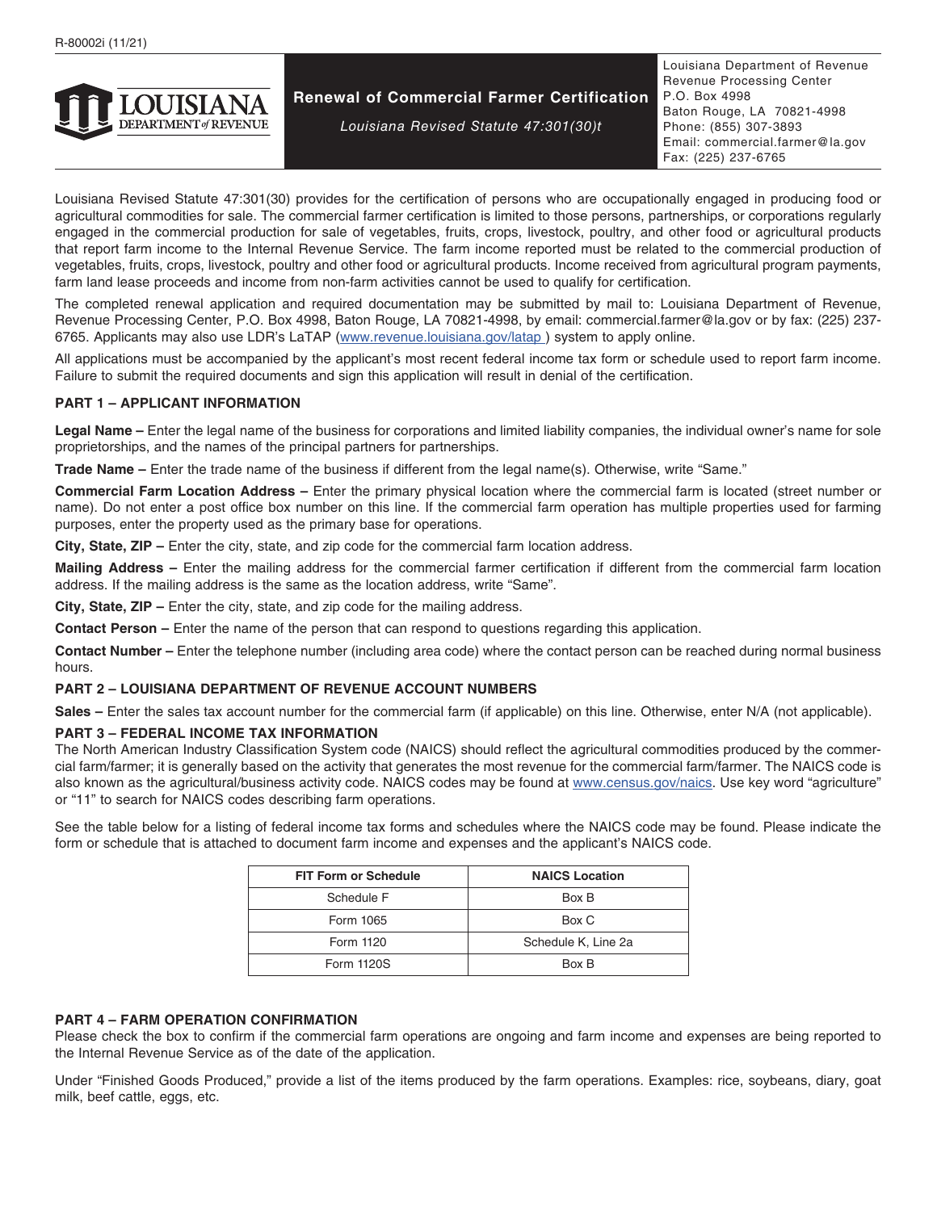R-80002i (11/21)

LOUISIANA DEPARTMENT *of* REVENUE

# Renewal of Commercial Farmer Certification

*Louisiana Revised Statute 47:301(30)t*

Louisiana Department of Revenue
Revenue Processing Center
P.O. Box 4998
Baton Rouge, LA 70821-4998
Phone: (855) 307-3893
Email: commercial.farmer@la.gov
Fax: (225) 237-6765

Louisiana Revised Statute 47:301(30) provides for the certification of persons who are occupationally engaged in producing food or agricultural commodities for sale. The commercial farmer certification is limited to those persons, partnerships, or corporations regularly engaged in the commercial production for sale of vegetables, fruits, crops, livestock, poultry, and other food or agricultural products that report farm income to the Internal Revenue Service. The farm income reported must be related to the commercial production of vegetables, fruits, crops, livestock, poultry and other food or agricultural products. Income received from agricultural program payments, farm land lease proceeds and income from non-farm activities cannot be used to qualify for certification.

The completed renewal application and required documentation may be submitted by mail to: Louisiana Department of Revenue, Revenue Processing Center, P.O. Box 4998, Baton Rouge, LA 70821-4998, by email: commercial.farmer@la.gov or by fax: (225) 237-6765. Applicants may also use LDR's LaTAP (www.revenue.louisiana.gov/latap ) system to apply online.

All applications must be accompanied by the applicant's most recent federal income tax form or schedule used to report farm income. Failure to submit the required documents and sign this application will result in denial of the certification.

### PART 1 – APPLICANT INFORMATION

**Legal Name –** Enter the legal name of the business for corporations and limited liability companies, the individual owner's name for sole proprietorships, and the names of the principal partners for partnerships.

**Trade Name –** Enter the trade name of the business if different from the legal name(s). Otherwise, write "Same."

**Commercial Farm Location Address –** Enter the primary physical location where the commercial farm is located (street number or name). Do not enter a post office box number on this line. If the commercial farm operation has multiple properties used for farming purposes, enter the property used as the primary base for operations.

**City, State, ZIP –** Enter the city, state, and zip code for the commercial farm location address.

**Mailing Address –** Enter the mailing address for the commercial farmer certification if different from the commercial farm location address. If the mailing address is the same as the location address, write "Same".

**City, State, ZIP –** Enter the city, state, and zip code for the mailing address.

**Contact Person –** Enter the name of the person that can respond to questions regarding this application.

**Contact Number –** Enter the telephone number (including area code) where the contact person can be reached during normal business hours.

### PART 2 – LOUISIANA DEPARTMENT OF REVENUE ACCOUNT NUMBERS

**Sales –** Enter the sales tax account number for the commercial farm (if applicable) on this line. Otherwise, enter N/A (not applicable).

### PART 3 – FEDERAL INCOME TAX INFORMATION

The North American Industry Classification System code (NAICS) should reflect the agricultural commodities produced by the commercial farm/farmer; it is generally based on the activity that generates the most revenue for the commercial farm/farmer. The NAICS code is also known as the agricultural/business activity code. NAICS codes may be found at www.census.gov/naics. Use key word "agriculture" or "11" to search for NAICS codes describing farm operations.

See the table below for a listing of federal income tax forms and schedules where the NAICS code may be found. Please indicate the form or schedule that is attached to document farm income and expenses and the applicant's NAICS code.

| FIT Form or Schedule | NAICS Location |
|---|---|
| Schedule F | Box B |
| Form 1065 | Box C |
| Form 1120 | Schedule K, Line 2a |
| Form 1120S | Box B |

### PART 4 – FARM OPERATION CONFIRMATION

Please check the box to confirm if the commercial farm operations are ongoing and farm income and expenses are being reported to the Internal Revenue Service as of the date of the application.

Under "Finished Goods Produced," provide a list of the items produced by the farm operations. Examples: rice, soybeans, diary, goat milk, beef cattle, eggs, etc.